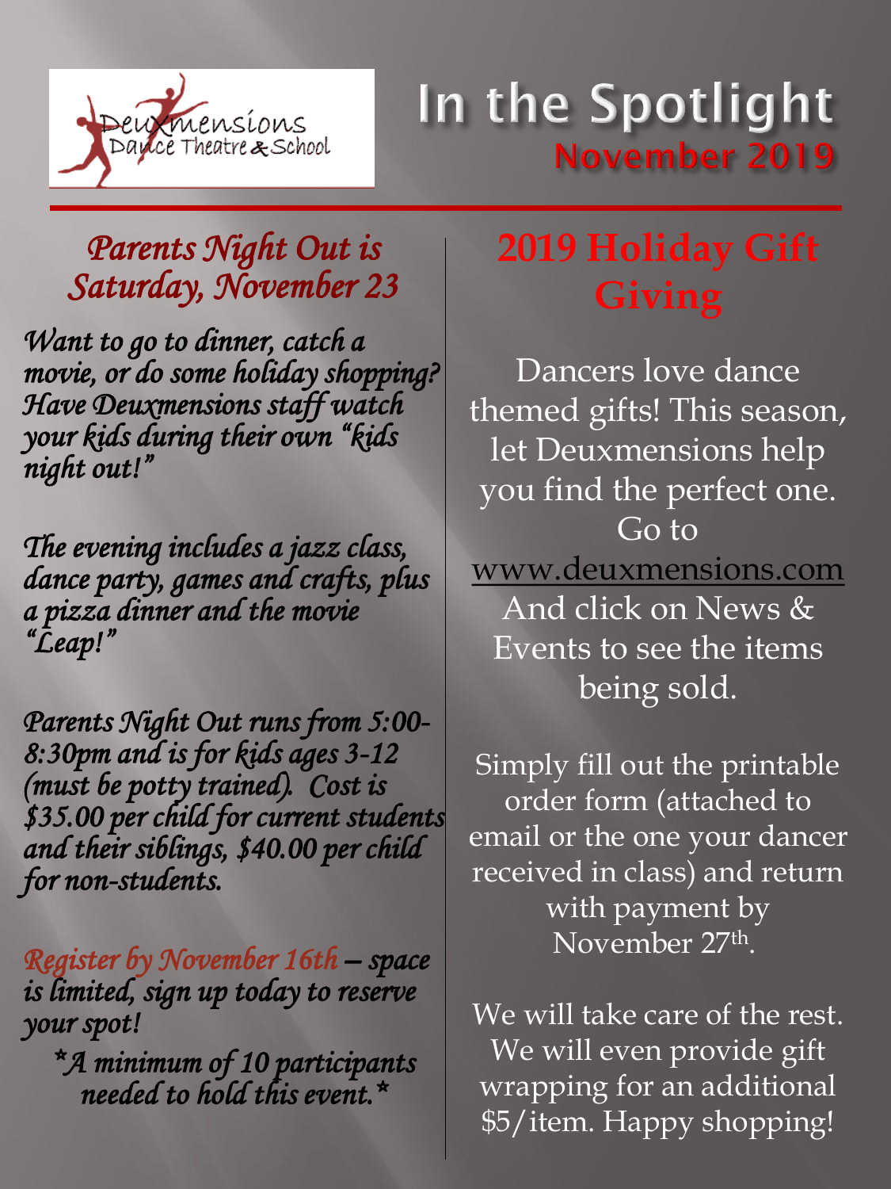Deuxmensions Dance Theatre & School

# In the Spotlight

## November 2019

## *Parents Night Out is Saturday, November 23*

*Want to go to dinner, catch a movie, or do some holiday shopping? Have Deuxmensions staff watch your kids during their own "kids night out!"*

*The evening includes a jazz class, dance party, games and crafts, plus a pizza dinner and the movie "Leap!"*

*Parents Night Out runs from 5:00-8:30pm and is for kids ages 3-12 (must be potty trained). Cost is $35.00 per child for current students and their siblings, $40.00 per child for non-students.*

*Register by November 16th – space is limited, sign up today to reserve your spot!*

*\*A minimum of 10 participants needed to hold this event.\**

## 2019 Holiday Gift Giving

Dancers love dance themed gifts! This season, let Deuxmensions help you find the perfect one. Go to www.deuxmensions.com And click on News & Events to see the items being sold.

Simply fill out the printable order form (attached to email or the one your dancer received in class) and return with payment by November 27th.

We will take care of the rest. We will even provide gift wrapping for an additional $5/item. Happy shopping!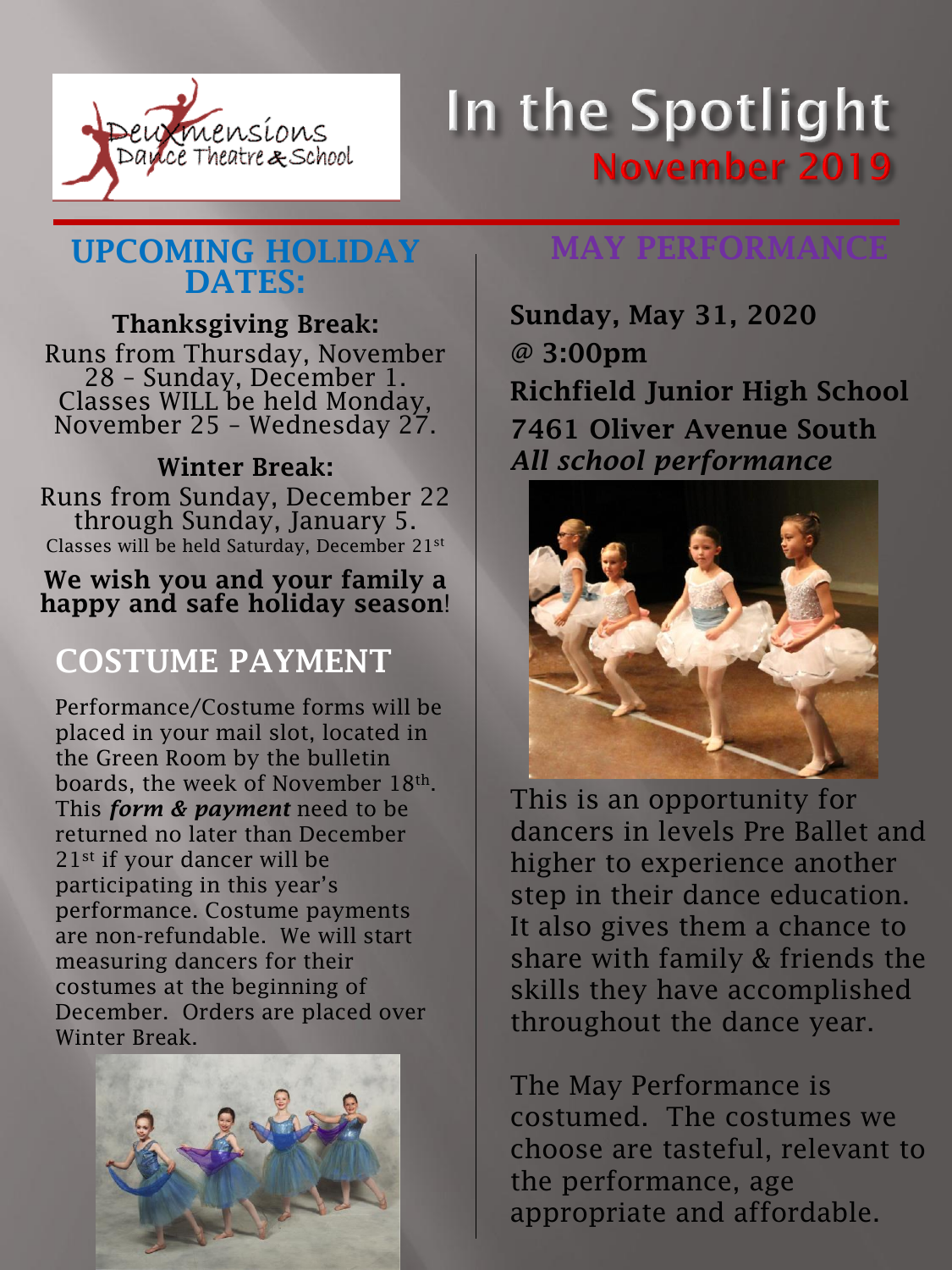# In the Spotlight

## November 2019

## UPCOMING HOLIDAY DATES:

**Thanksgiving Break:**
Runs from Thursday, November 28 – Sunday, December 1. Classes WILL be held Monday, November 25 – Wednesday 27.

**Winter Break:**
Runs from Sunday, December 22 through Sunday, January 5.
Classes will be held Saturday, December 21st

**We wish you and your family a happy and safe holiday season**!

## COSTUME PAYMENT

Performance/Costume forms will be placed in your mail slot, located in the Green Room by the bulletin boards, the week of November 18th. This ***form & payment*** need to be returned no later than December 21st if your dancer will be participating in this year's performance. Costume payments are non-refundable. We will start measuring dancers for their costumes at the beginning of December. Orders are placed over Winter Break.

## MAY PERFORMANCE

**Sunday, May 31, 2020**
**@ 3:00pm**
**Richfield Junior High School**
**7461 Oliver Avenue South**
***All school performance***

This is an opportunity for dancers in levels Pre Ballet and higher to experience another step in their dance education. It also gives them a chance to share with family & friends the skills they have accomplished throughout the dance year.

The May Performance is costumed. The costumes we choose are tasteful, relevant to the performance, age appropriate and affordable.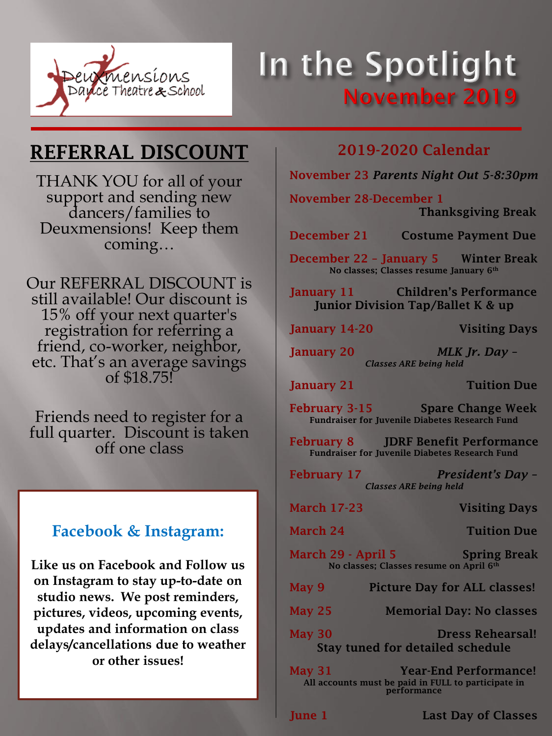Deuxmensions Dance Theatre & School

# In the Spotlight

## November 2019

## REFERRAL DISCOUNT

THANK YOU for all of your support and sending new dancers/families to Deuxmensions! Keep them coming…

Our REFERRAL DISCOUNT is still available! Our discount is 15% off your next quarter's registration for referring a friend, co-worker, neighbor, etc. That's an average savings of $18.75!

Friends need to register for a full quarter. Discount is taken off one class

### Facebook & Instagram:

**Like us on Facebook and Follow us on Instagram to stay up-to-date on studio news. We post reminders, pictures, videos, upcoming events, updates and information on class delays/cancellations due to weather or other issues!**

## 2019-2020 Calendar

**November 23** *Parents Night Out 5-8:30pm*

**November 28-December 1** **Thanksgiving Break**

**December 21** **Costume Payment Due**

**December 22 – January 5** **Winter Break**
No classes; Classes resume January 6th

**January 11** **Children's Performance**
**Junior Division Tap/Ballet K & up**

**January 14-20** **Visiting Days**

**January 20** ***MLK Jr. Day –***
*Classes ARE being held*

**January 21** **Tuition Due**

**February 3-15** **Spare Change Week**
Fundraiser for Juvenile Diabetes Research Fund

**February 8** **JDRF Benefit Performance**
Fundraiser for Juvenile Diabetes Research Fund

**February 17** ***President's Day –***
*Classes ARE being held*

**March 17-23** **Visiting Days**

**March 24** **Tuition Due**

**March 29 - April 5** **Spring Break**
No classes; Classes resume on April 6th

**May 9** **Picture Day for ALL classes!**

**May 25** **Memorial Day: No classes**

**May 30** **Dress Rehearsal!**
**Stay tuned for detailed schedule**

**May 31** **Year-End Performance!**
All accounts must be paid in FULL to participate in performance

**June 1** **Last Day of Classes**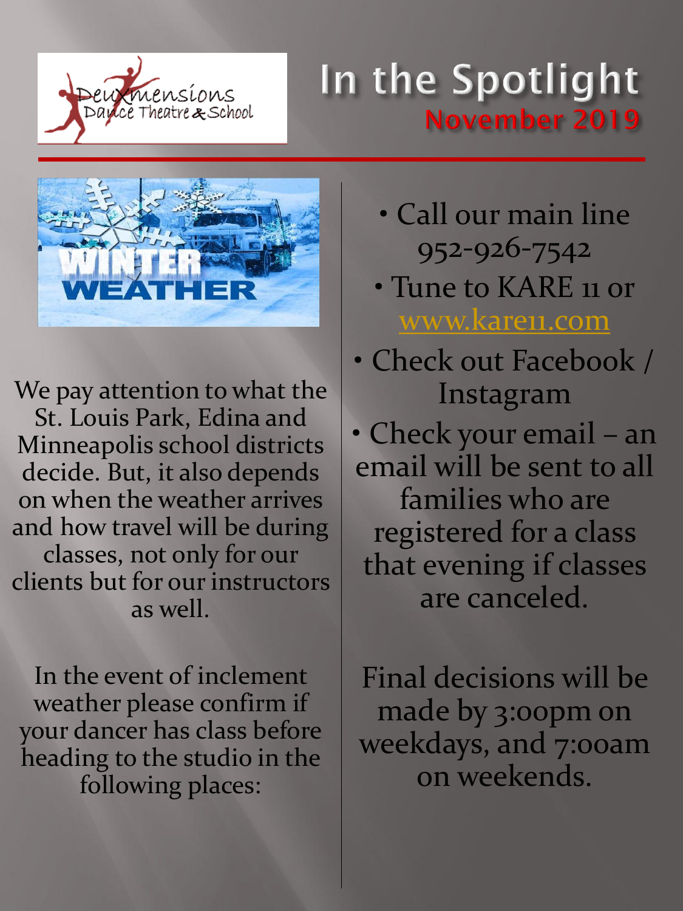# In the Spotlight

## November 2019

We pay attention to what the St. Louis Park, Edina and Minneapolis school districts decide. But, it also depends on when the weather arrives and how travel will be during classes, not only for our clients but for our instructors as well.

In the event of inclement weather please confirm if your dancer has class before heading to the studio in the following places:

- Call our main line 952-926-7542
- Tune to KARE 11 or www.kare11.com
- Check out Facebook / Instagram
- Check your email – an email will be sent to all families who are registered for a class that evening if classes are canceled.

Final decisions will be made by 3:00pm on weekdays, and 7:00am on weekends.